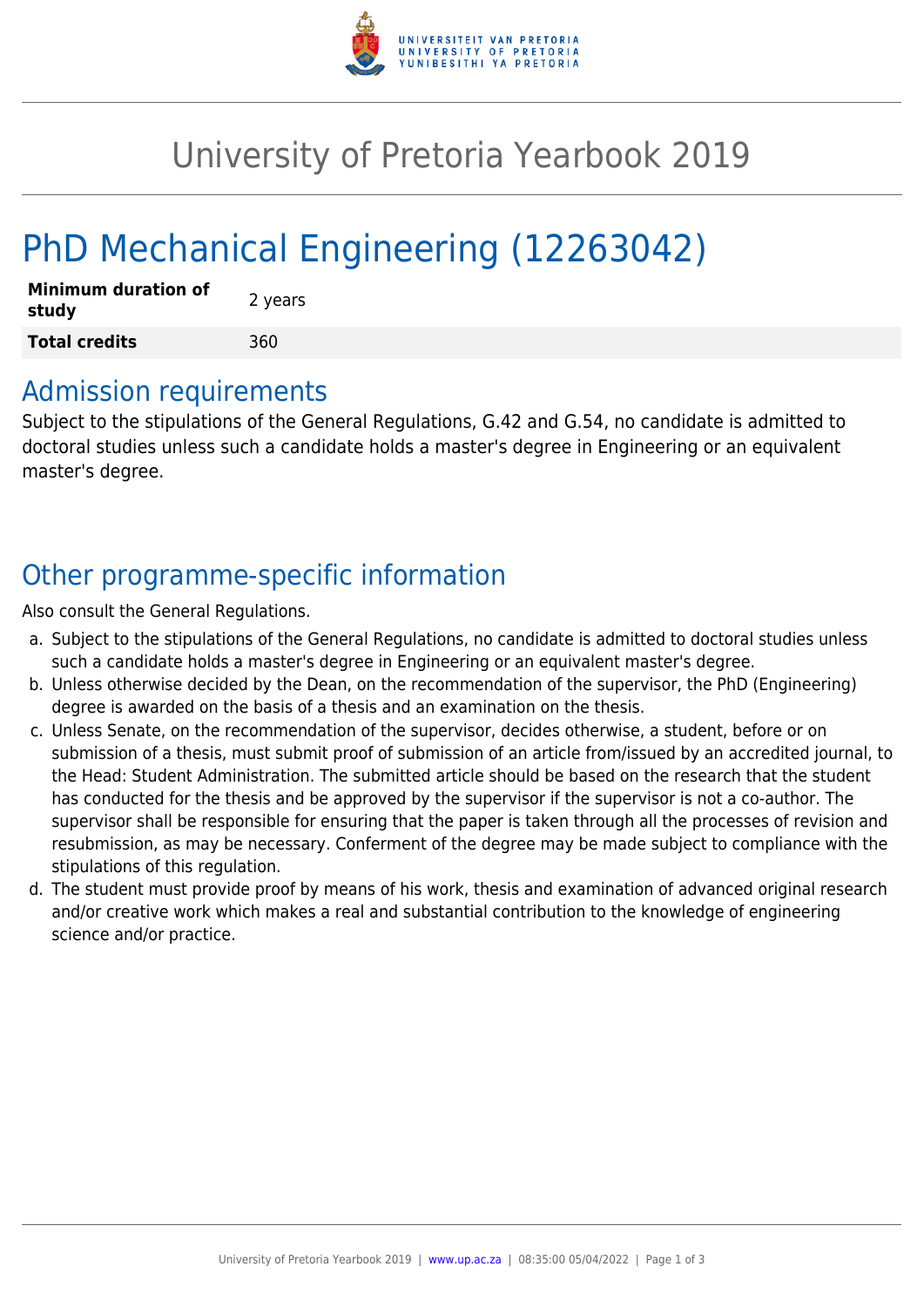# University of Pretoria Yearbook 2019

# PhD Mechanical Engineering (12263042)

| **Minimum duration of study** | 2 years |
|---|---|
| **Total credits** | 360 |

## Admission requirements

Subject to the stipulations of the General Regulations, G.42 and G.54, no candidate is admitted to doctoral studies unless such a candidate holds a master's degree in Engineering or an equivalent master's degree.

## Other programme-specific information

Also consult the General Regulations.

a. Subject to the stipulations of the General Regulations, no candidate is admitted to doctoral studies unless such a candidate holds a master's degree in Engineering or an equivalent master's degree.
b. Unless otherwise decided by the Dean, on the recommendation of the supervisor, the PhD (Engineering) degree is awarded on the basis of a thesis and an examination on the thesis.
c. Unless Senate, on the recommendation of the supervisor, decides otherwise, a student, before or on submission of a thesis, must submit proof of submission of an article from/issued by an accredited journal, to the Head: Student Administration. The submitted article should be based on the research that the student has conducted for the thesis and be approved by the supervisor if the supervisor is not a co-author. The supervisor shall be responsible for ensuring that the paper is taken through all the processes of revision and resubmission, as may be necessary. Conferment of the degree may be made subject to compliance with the stipulations of this regulation.
d. The student must provide proof by means of his work, thesis and examination of advanced original research and/or creative work which makes a real and substantial contribution to the knowledge of engineering science and/or practice.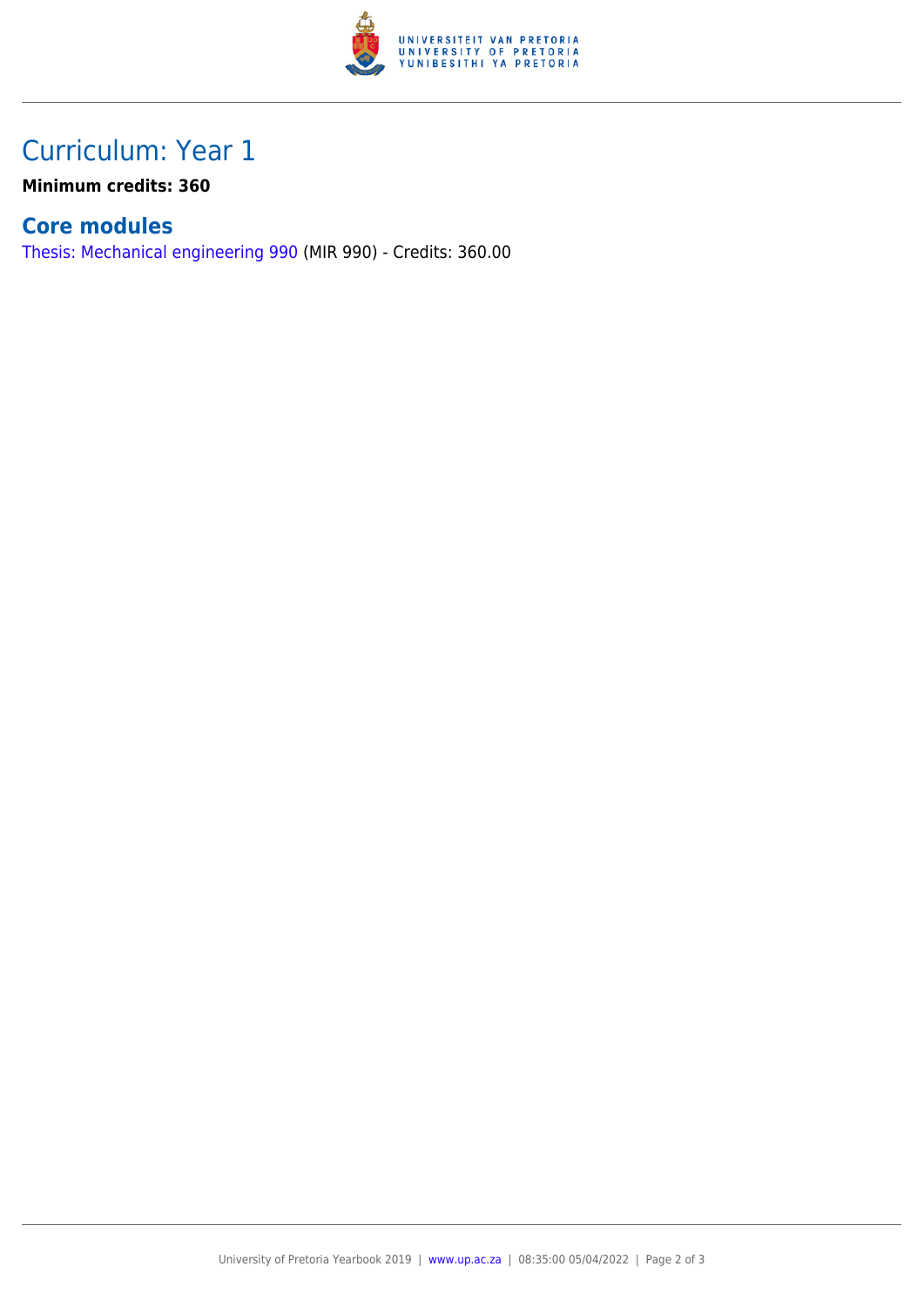# Curriculum: Year 1

**Minimum credits: 360**

## Core modules

Thesis: Mechanical engineering 990 (MIR 990) - Credits: 360.00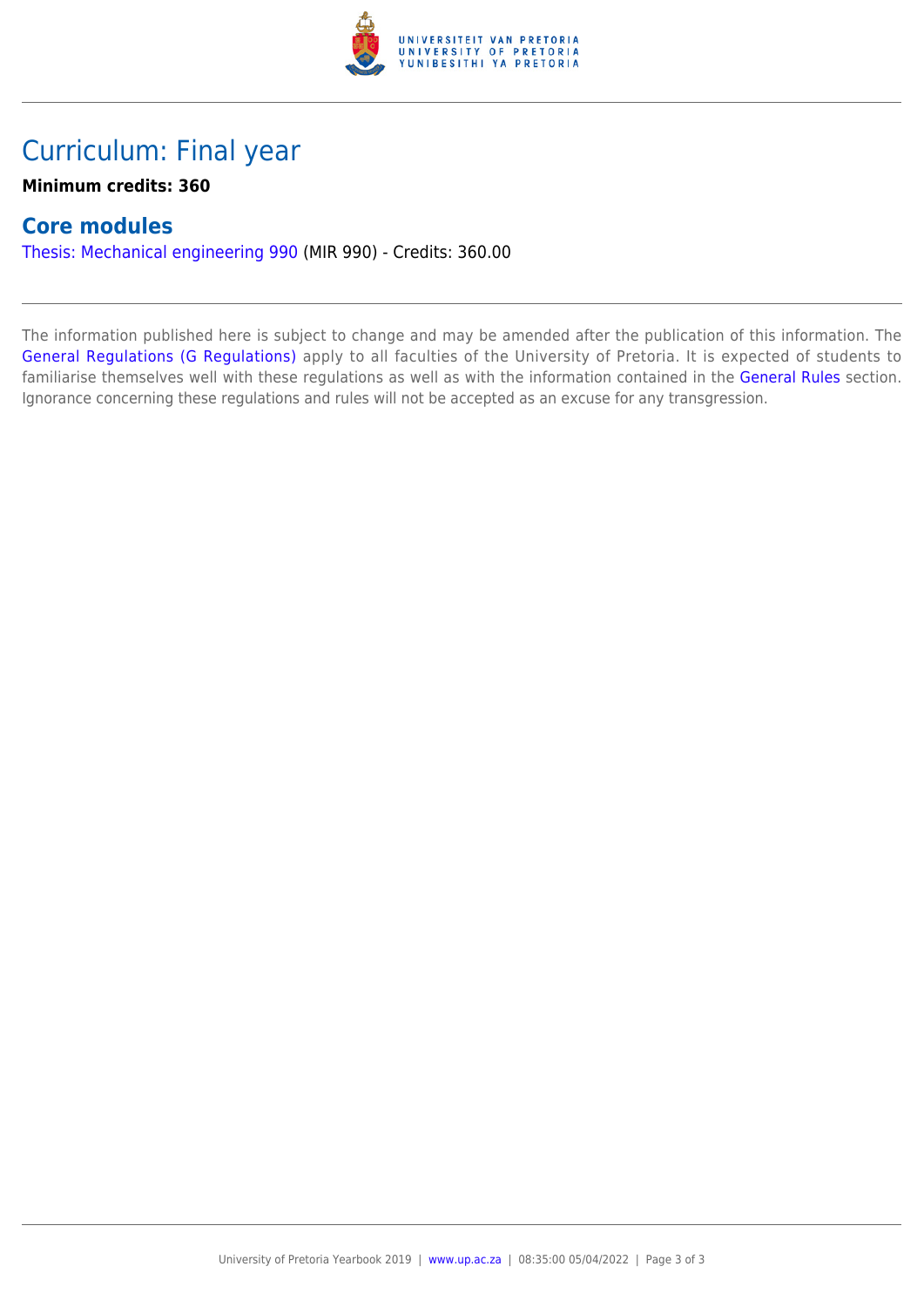## Curriculum: Final year

**Minimum credits: 360**

### Core modules

Thesis: Mechanical engineering 990 (MIR 990) - Credits: 360.00

The information published here is subject to change and may be amended after the publication of this information. The General Regulations (G Regulations) apply to all faculties of the University of Pretoria. It is expected of students to familiarise themselves well with these regulations as well as with the information contained in the General Rules section. Ignorance concerning these regulations and rules will not be accepted as an excuse for any transgression.